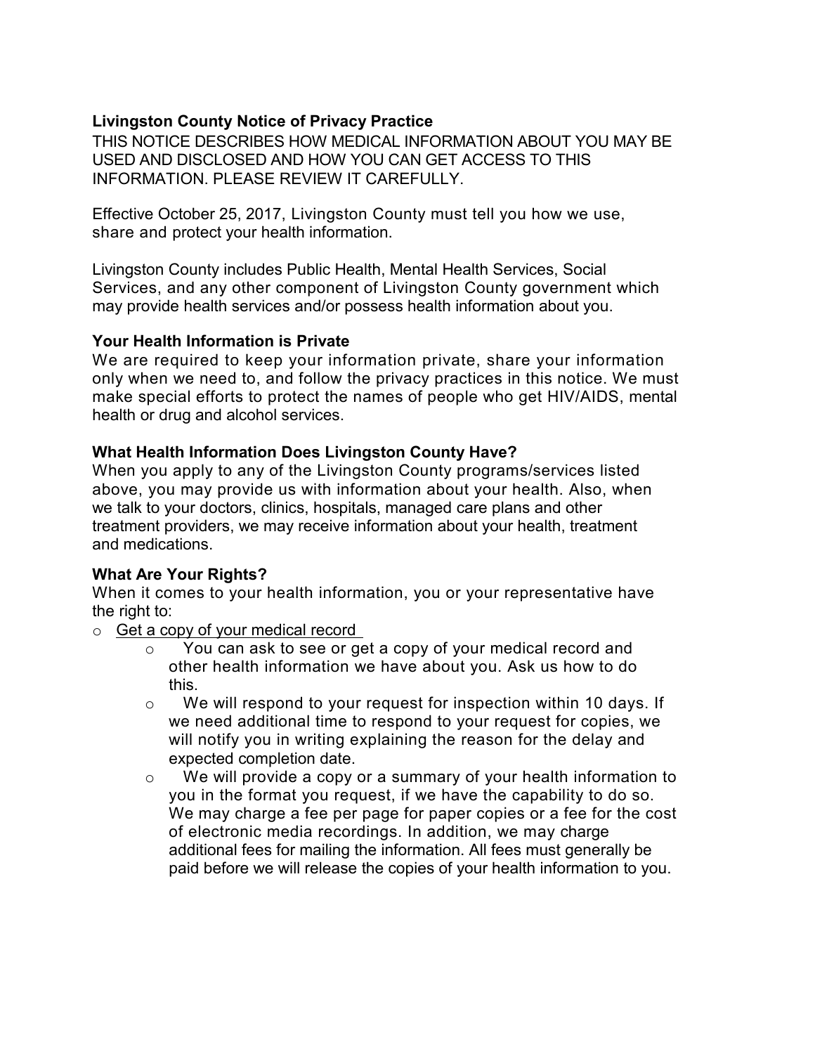## Livingston County Notice of Privacy Practice

THIS NOTICE DESCRIBES HOW MEDICAL INFORMATION ABOUT YOU MAY BE USED AND DISCLOSED AND HOW YOU CAN GET ACCESS TO THIS INFORMATION. PLEASE REVIEW IT CAREFULLY.

Effective October 25, 2017, Livingston County must tell you how we use, share and protect your health information.

Livingston County includes Public Health, Mental Health Services, Social Services, and any other component of Livingston County government which may provide health services and/or possess health information about you.

### Your Health Information is Private

We are required to keep your information private, share your information only when we need to, and follow the privacy practices in this notice. We must make special efforts to protect the names of people who get HIV/AIDS, mental health or drug and alcohol services.

### What Health Information Does Livingston County Have?

When you apply to any of the Livingston County programs/services listed above, you may provide us with information about your health. Also, when we talk to your doctors, clinics, hospitals, managed care plans and other treatment providers, we may receive information about your health, treatment and medications.

### What Are Your Rights?

When it comes to your health information, you or your representative have the right to:

- <u>Get a copy of your medical record</u>
  - You can ask to see or get a copy of your medical record and other health information we have about you. Ask us how to do this.
  - We will respond to your request for inspection within 10 days. If we need additional time to respond to your request for copies, we will notify you in writing explaining the reason for the delay and expected completion date.
  - We will provide a copy or a summary of your health information to you in the format you request, if we have the capability to do so. We may charge a fee per page for paper copies or a fee for the cost of electronic media recordings. In addition, we may charge additional fees for mailing the information. All fees must generally be paid before we will release the copies of your health information to you.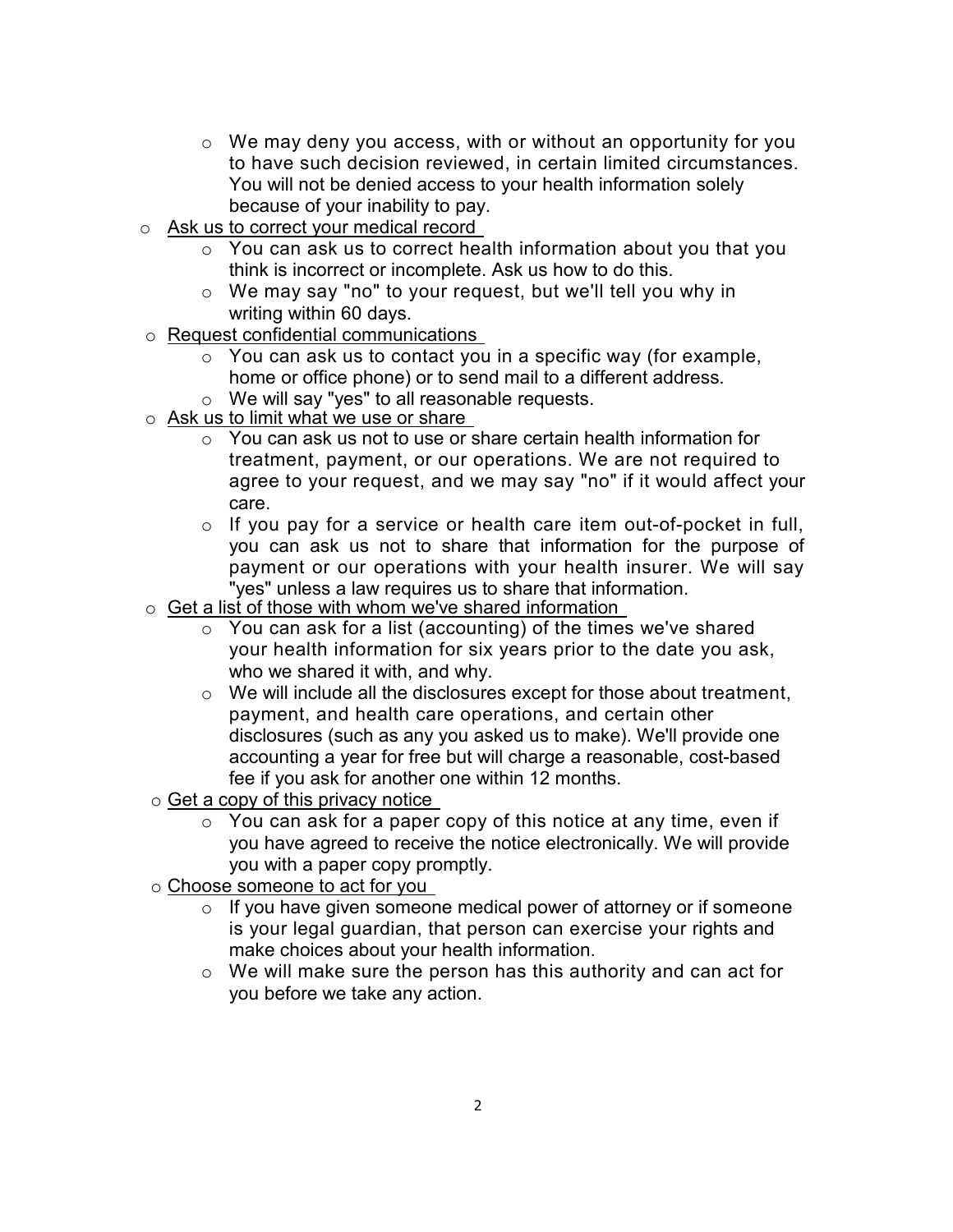- We may deny you access, with or without an opportunity for you to have such decision reviewed, in certain limited circumstances. You will not be denied access to your health information solely because of your inability to pay.
- Ask us to correct your medical record
    - You can ask us to correct health information about you that you think is incorrect or incomplete. Ask us how to do this.
    - We may say "no" to your request, but we'll tell you why in writing within 60 days.
- Request confidential communications
    - You can ask us to contact you in a specific way (for example, home or office phone) or to send mail to a different address.
    - We will say "yes" to all reasonable requests.
- Ask us to limit what we use or share
    - You can ask us not to use or share certain health information for treatment, payment, or our operations. We are not required to agree to your request, and we may say "no" if it would affect your care.
    - If you pay for a service or health care item out-of-pocket in full, you can ask us not to share that information for the purpose of payment or our operations with your health insurer. We will say "yes" unless a law requires us to share that information.
- Get a list of those with whom we've shared information
    - You can ask for a list (accounting) of the times we've shared your health information for six years prior to the date you ask, who we shared it with, and why.
    - We will include all the disclosures except for those about treatment, payment, and health care operations, and certain other disclosures (such as any you asked us to make). We'll provide one accounting a year for free but will charge a reasonable, cost-based fee if you ask for another one within 12 months.
- Get a copy of this privacy notice
    - You can ask for a paper copy of this notice at any time, even if you have agreed to receive the notice electronically. We will provide you with a paper copy promptly.
- Choose someone to act for you
    - If you have given someone medical power of attorney or if someone is your legal guardian, that person can exercise your rights and make choices about your health information.
    - We will make sure the person has this authority and can act for you before we take any action.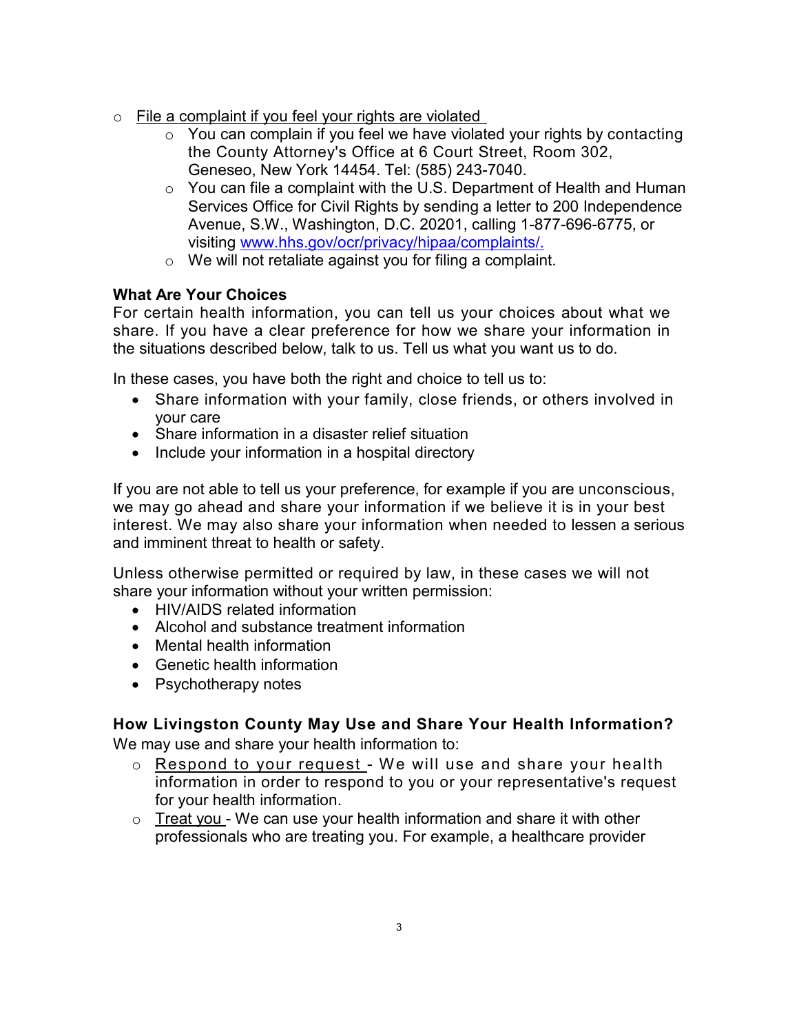- File a complaint if you feel your rights are violated
  - You can complain if you feel we have violated your rights by contacting the County Attorney's Office at 6 Court Street, Room 302, Geneseo, New York 14454. Tel: (585) 243-7040.
  - You can file a complaint with the U.S. Department of Health and Human Services Office for Civil Rights by sending a letter to 200 Independence Avenue, S.W., Washington, D.C. 20201, calling 1-877-696-6775, or visiting www.hhs.gov/ocr/privacy/hipaa/complaints/.
  - We will not retaliate against you for filing a complaint.

**What Are Your Choices**

For certain health information, you can tell us your choices about what we share. If you have a clear preference for how we share your information in the situations described below, talk to us. Tell us what you want us to do.

In these cases, you have both the right and choice to tell us to:

- Share information with your family, close friends, or others involved in your care
- Share information in a disaster relief situation
- Include your information in a hospital directory

If you are not able to tell us your preference, for example if you are unconscious, we may go ahead and share your information if we believe it is in your best interest. We may also share your information when needed to lessen a serious and imminent threat to health or safety.

Unless otherwise permitted or required by law, in these cases we will not share your information without your written permission:

- HIV/AIDS related information
- Alcohol and substance treatment information
- Mental health information
- Genetic health information
- Psychotherapy notes

**How Livingston County May Use and Share Your Health Information?**

We may use and share your health information to:

- Respond to your request - We will use and share your health information in order to respond to you or your representative's request for your health information.
- Treat you - We can use your health information and share it with other professionals who are treating you. For example, a healthcare provider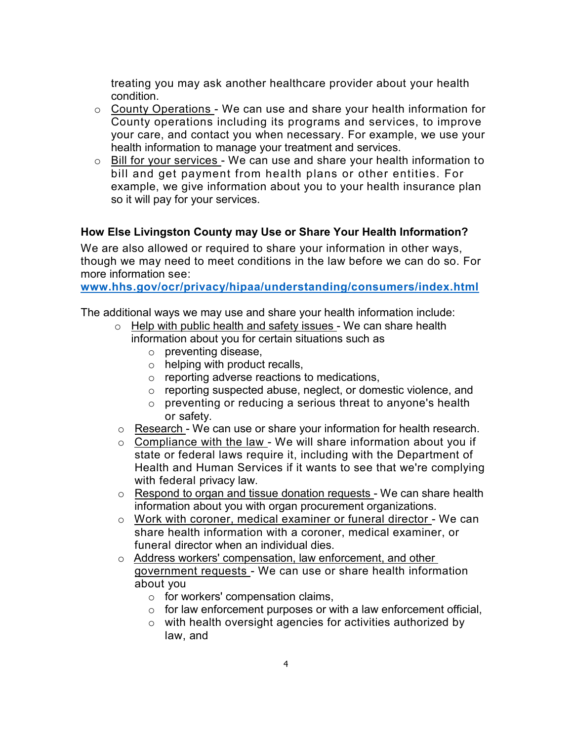treating you may ask another healthcare provider about your health condition.

- County Operations - We can use and share your health information for County operations including its programs and services, to improve your care, and contact you when necessary. For example, we use your health information to manage your treatment and services.
- Bill for your services - We can use and share your health information to bill and get payment from health plans or other entities. For example, we give information about you to your health insurance plan so it will pay for your services.

**How Else Livingston County may Use or Share Your Health Information?**

We are also allowed or required to share your information in other ways, though we may need to meet conditions in the law before we can do so. For more information see: **www.hhs.gov/ocr/privacy/hipaa/understanding/consumers/index.html**

The additional ways we may use and share your health information include:

- Help with public health and safety issues - We can share health information about you for certain situations such as
  - preventing disease,
  - helping with product recalls,
  - reporting adverse reactions to medications,
  - reporting suspected abuse, neglect, or domestic violence, and
  - preventing or reducing a serious threat to anyone's health or safety.
- Research - We can use or share your information for health research.
- Compliance with the law - We will share information about you if state or federal laws require it, including with the Department of Health and Human Services if it wants to see that we're complying with federal privacy law.
- Respond to organ and tissue donation requests - We can share health information about you with organ procurement organizations.
- Work with coroner, medical examiner or funeral director - We can share health information with a coroner, medical examiner, or funeral director when an individual dies.
- Address workers' compensation, law enforcement, and other government requests - We can use or share health information about you
  - for workers' compensation claims,
  - for law enforcement purposes or with a law enforcement official,
  - with health oversight agencies for activities authorized by law, and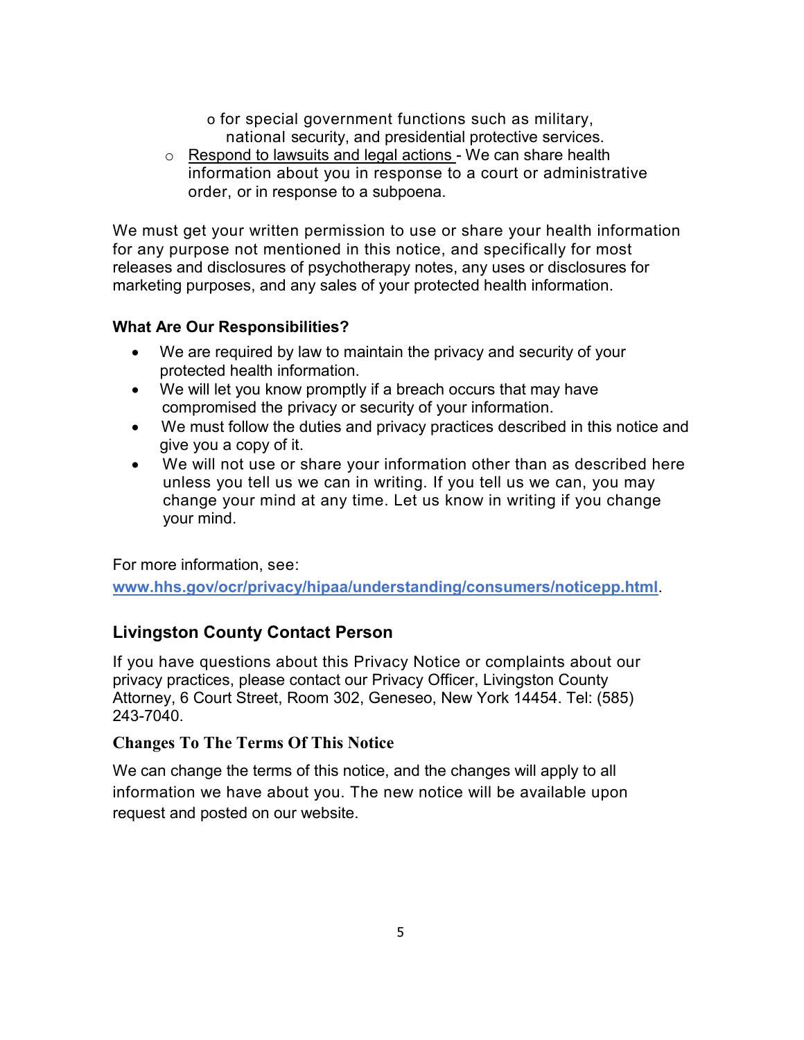- for special government functions such as military, national security, and presidential protective services.
- Respond to lawsuits and legal actions - We can share health information about you in response to a court or administrative order, or in response to a subpoena.

We must get your written permission to use or share your health information for any purpose not mentioned in this notice, and specifically for most releases and disclosures of psychotherapy notes, any uses or disclosures for marketing purposes, and any sales of your protected health information.

**What Are Our Responsibilities?**

- We are required by law to maintain the privacy and security of your protected health information.
- We will let you know promptly if a breach occurs that may have compromised the privacy or security of your information.
- We must follow the duties and privacy practices described in this notice and give you a copy of it.
- We will not use or share your information other than as described here unless you tell us we can in writing. If you tell us we can, you may change your mind at any time. Let us know in writing if you change your mind.

For more information, see: **www.hhs.gov/ocr/privacy/hipaa/understanding/consumers/noticepp.html**.

## Livingston County Contact Person

If you have questions about this Privacy Notice or complaints about our privacy practices, please contact our Privacy Officer, Livingston County Attorney, 6 Court Street, Room 302, Geneseo, New York 14454. Tel: (585) 243-7040.

### Changes To The Terms Of This Notice

We can change the terms of this notice, and the changes will apply to all information we have about you. The new notice will be available upon request and posted on our website.